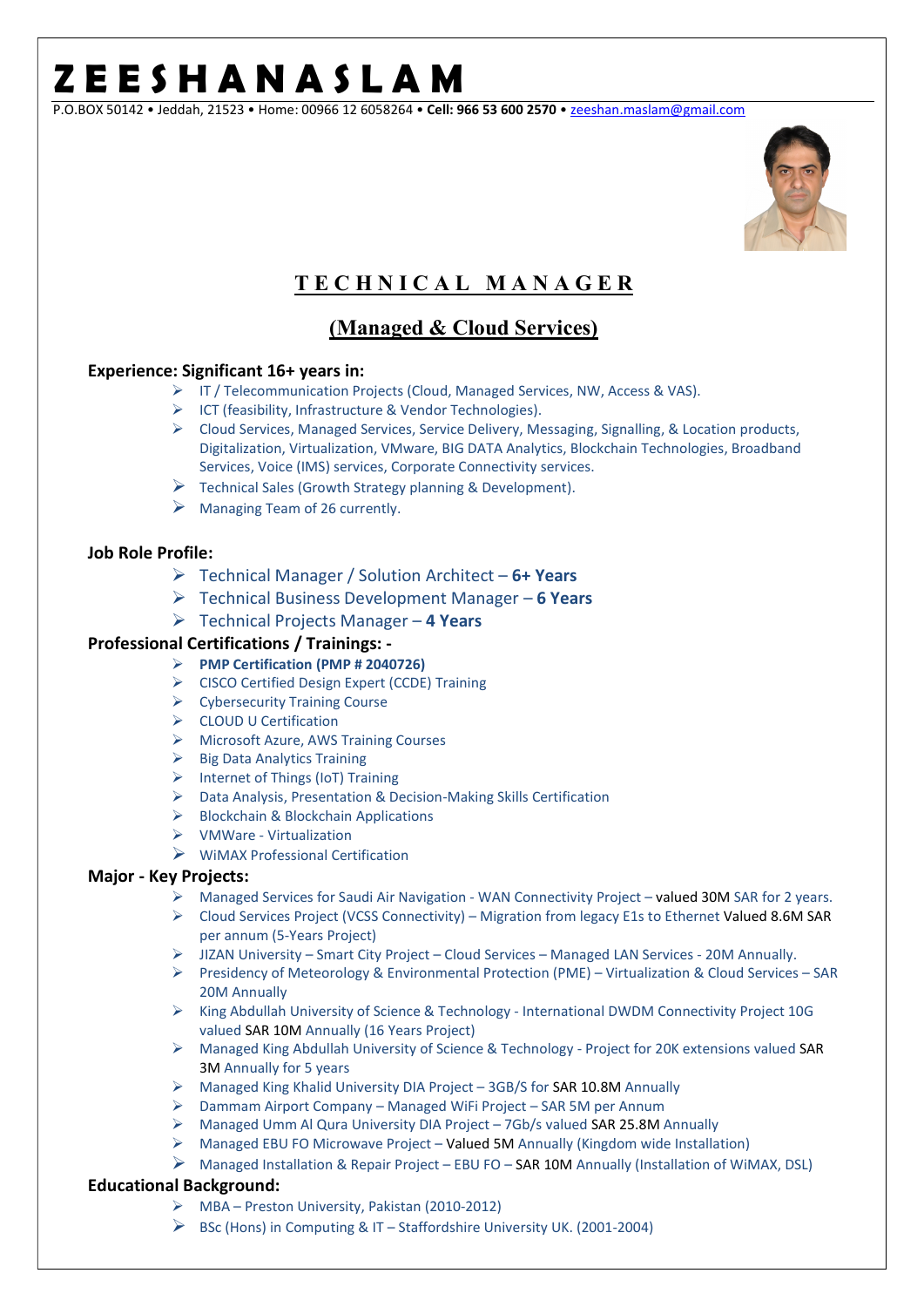# Z E E S H A N A S L A M

P.O.BOX 50142 • Jeddah, 21523 • Home: 00966 12 6058264 • **Cell: 966 53 600 2570** • zeeshan.maslam@gmail.com

## T E C H N I C A L   M A N A G E R

## (Managed & Cloud Services)

### Experience: Significant 16+ years in:

- IT / Telecommunication Projects (Cloud, Managed Services, NW, Access & VAS).
- ICT (feasibility, Infrastructure & Vendor Technologies).
- Cloud Services, Managed Services, Service Delivery, Messaging, Signalling, & Location products, Digitalization, Virtualization, VMware, BIG DATA Analytics, Blockchain Technologies, Broadband Services, Voice (IMS) services, Corporate Connectivity services.
- Technical Sales (Growth Strategy planning & Development).
- Managing Team of 26 currently.

### Job Role Profile:

- Technical Manager / Solution Architect – **6+ Years**
- Technical Business Development Manager – **6 Years**
- Technical Projects Manager – **4 Years**

### Professional Certifications / Trainings: -

- **PMP Certification (PMP # 2040726)**
- CISCO Certified Design Expert (CCDE) Training
- Cybersecurity Training Course
- CLOUD U Certification
- Microsoft Azure, AWS Training Courses
- Big Data Analytics Training
- Internet of Things (IoT) Training
- Data Analysis, Presentation & Decision-Making Skills Certification
- Blockchain & Blockchain Applications
- VMWare - Virtualization
- WiMAX Professional Certification

### Major - Key Projects:

- Managed Services for Saudi Air Navigation - WAN Connectivity Project – valued 30M SAR for 2 years.
- Cloud Services Project (VCSS Connectivity) – Migration from legacy E1s to Ethernet Valued 8.6M SAR per annum (5-Years Project)
- JIZAN University – Smart City Project – Cloud Services – Managed LAN Services - 20M Annually.
- Presidency of Meteorology & Environmental Protection (PME) – Virtualization & Cloud Services – SAR 20M Annually
- King Abdullah University of Science & Technology - International DWDM Connectivity Project 10G valued SAR 10M Annually (16 Years Project)
- Managed King Abdullah University of Science & Technology - Project for 20K extensions valued SAR 3M Annually for 5 years
- Managed King Khalid University DIA Project – 3GB/S for SAR 10.8M Annually
- Dammam Airport Company – Managed WiFi Project – SAR 5M per Annum
- Managed Umm Al Qura University DIA Project – 7Gb/s valued SAR 25.8M Annually
- Managed EBU FO Microwave Project – Valued 5M Annually (Kingdom wide Installation)
- Managed Installation & Repair Project – EBU FO – SAR 10M Annually (Installation of WiMAX, DSL)

### Educational Background:

- MBA – Preston University, Pakistan (2010-2012)
- BSc (Hons) in Computing & IT – Staffordshire University UK. (2001-2004)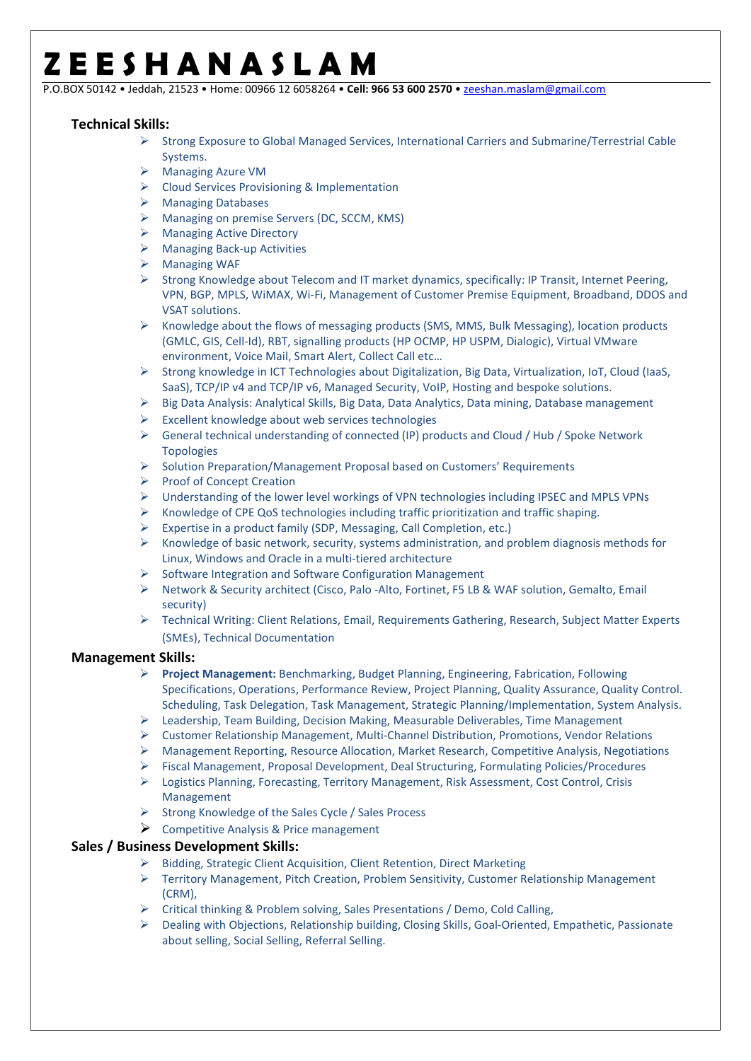# Z E E S H A N A S L A M

P.O.BOX 50142 • Jeddah, 21523 • Home: 00966 12 6058264 • **Cell: 966 53 600 2570** • zeeshan.maslam@gmail.com

## Technical Skills:

- Strong Exposure to Global Managed Services, International Carriers and Submarine/Terrestrial Cable Systems.
- Managing Azure VM
- Cloud Services Provisioning & Implementation
- Managing Databases
- Managing on premise Servers (DC, SCCM, KMS)
- Managing Active Directory
- Managing Back-up Activities
- Managing WAF
- Strong Knowledge about Telecom and IT market dynamics, specifically: IP Transit, Internet Peering, VPN, BGP, MPLS, WiMAX, Wi-Fi, Management of Customer Premise Equipment, Broadband, DDOS and VSAT solutions.
- Knowledge about the flows of messaging products (SMS, MMS, Bulk Messaging), location products (GMLC, GIS, Cell-Id), RBT, signalling products (HP OCMP, HP USPM, Dialogic), Virtual VMware environment, Voice Mail, Smart Alert, Collect Call etc…
- Strong knowledge in ICT Technologies about Digitalization, Big Data, Virtualization, IoT, Cloud (IaaS, SaaS), TCP/IP v4 and TCP/IP v6, Managed Security, VoIP, Hosting and bespoke solutions.
- Big Data Analysis: Analytical Skills, Big Data, Data Analytics, Data mining, Database management
- Excellent knowledge about web services technologies
- General technical understanding of connected (IP) products and Cloud / Hub / Spoke Network Topologies
- Solution Preparation/Management Proposal based on Customers' Requirements
- Proof of Concept Creation
- Understanding of the lower level workings of VPN technologies including IPSEC and MPLS VPNs
- Knowledge of CPE QoS technologies including traffic prioritization and traffic shaping.
- Expertise in a product family (SDP, Messaging, Call Completion, etc.)
- Knowledge of basic network, security, systems administration, and problem diagnosis methods for Linux, Windows and Oracle in a multi-tiered architecture
- Software Integration and Software Configuration Management
- Network & Security architect (Cisco, Palo -Alto, Fortinet, F5 LB & WAF solution, Gemalto, Email security)
- Technical Writing: Client Relations, Email, Requirements Gathering, Research, Subject Matter Experts (SMEs), Technical Documentation

## Management Skills:

- **Project Management:** Benchmarking, Budget Planning, Engineering, Fabrication, Following Specifications, Operations, Performance Review, Project Planning, Quality Assurance, Quality Control. Scheduling, Task Delegation, Task Management, Strategic Planning/Implementation, System Analysis.
- Leadership, Team Building, Decision Making, Measurable Deliverables, Time Management
- Customer Relationship Management, Multi-Channel Distribution, Promotions, Vendor Relations
- Management Reporting, Resource Allocation, Market Research, Competitive Analysis, Negotiations
- Fiscal Management, Proposal Development, Deal Structuring, Formulating Policies/Procedures
- Logistics Planning, Forecasting, Territory Management, Risk Assessment, Cost Control, Crisis Management
- Strong Knowledge of the Sales Cycle / Sales Process
- Competitive Analysis & Price management

## Sales / Business Development Skills:

- Bidding, Strategic Client Acquisition, Client Retention, Direct Marketing
- Territory Management, Pitch Creation, Problem Sensitivity, Customer Relationship Management (CRM),
- Critical thinking & Problem solving, Sales Presentations / Demo, Cold Calling,
- Dealing with Objections, Relationship building, Closing Skills, Goal-Oriented, Empathetic, Passionate about selling, Social Selling, Referral Selling.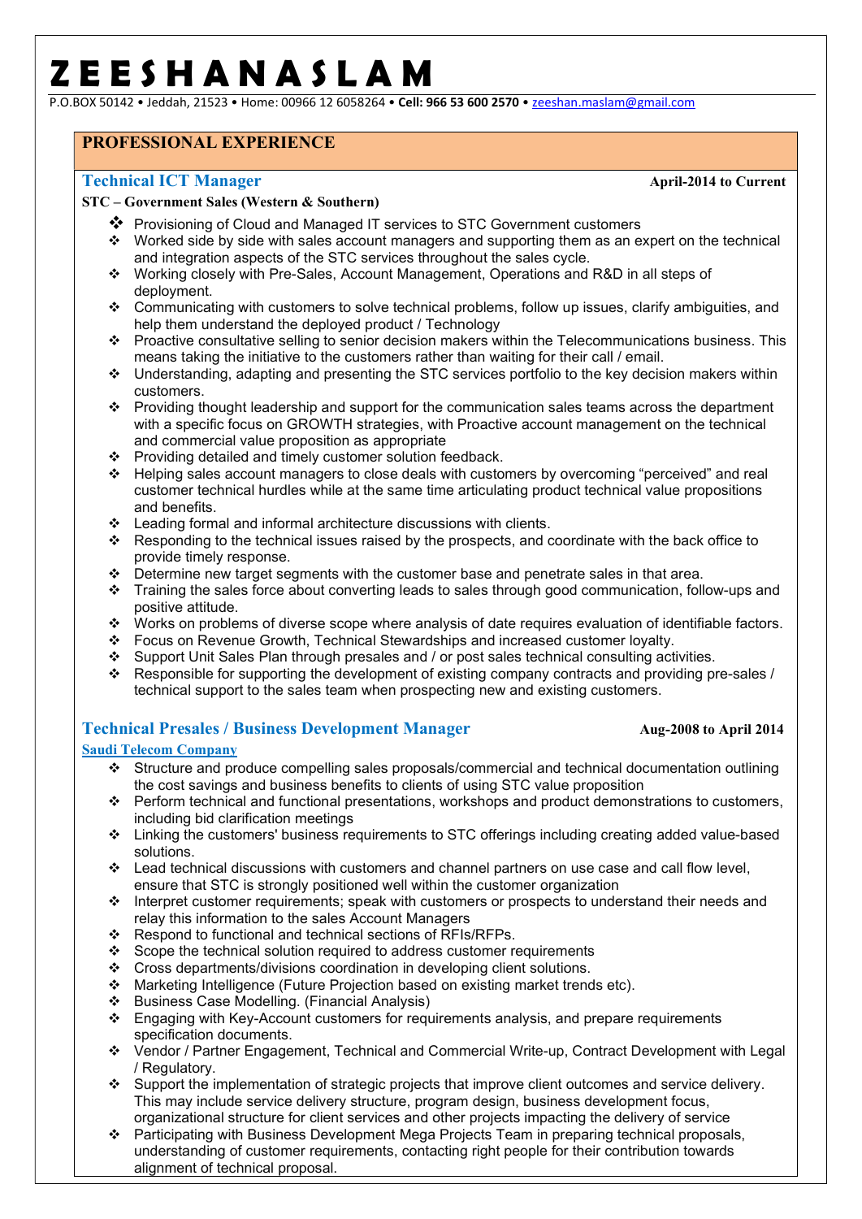# ZEESHAN ASLAM

P.O.BOX 50142 • Jeddah, 21523 • Home: 00966 12 6058264 • **Cell: 966 53 600 2570** • zeeshan.maslam@gmail.com

## PROFESSIONAL EXPERIENCE

### Technical ICT Manager — April-2014 to Current

**STC – Government Sales (Western & Southern)**

- Provisioning of Cloud and Managed IT services to STC Government customers
- Worked side by side with sales account managers and supporting them as an expert on the technical and integration aspects of the STC services throughout the sales cycle.
- Working closely with Pre-Sales, Account Management, Operations and R&D in all steps of deployment.
- Communicating with customers to solve technical problems, follow up issues, clarify ambiguities, and help them understand the deployed product / Technology
- Proactive consultative selling to senior decision makers within the Telecommunications business. This means taking the initiative to the customers rather than waiting for their call / email.
- Understanding, adapting and presenting the STC services portfolio to the key decision makers within customers.
- Providing thought leadership and support for the communication sales teams across the department with a specific focus on GROWTH strategies, with Proactive account management on the technical and commercial value proposition as appropriate
- Providing detailed and timely customer solution feedback.
- Helping sales account managers to close deals with customers by overcoming "perceived" and real customer technical hurdles while at the same time articulating product technical value propositions and benefits.
- Leading formal and informal architecture discussions with clients.
- Responding to the technical issues raised by the prospects, and coordinate with the back office to provide timely response.
- Determine new target segments with the customer base and penetrate sales in that area.
- Training the sales force about converting leads to sales through good communication, follow-ups and positive attitude.
- Works on problems of diverse scope where analysis of date requires evaluation of identifiable factors.
- Focus on Revenue Growth, Technical Stewardships and increased customer loyalty.
- Support Unit Sales Plan through presales and / or post sales technical consulting activities.
- Responsible for supporting the development of existing company contracts and providing pre-sales / technical support to the sales team when prospecting new and existing customers.

### Technical Presales / Business Development Manager — Aug-2008 to April 2014

**Saudi Telecom Company**

- Structure and produce compelling sales proposals/commercial and technical documentation outlining the cost savings and business benefits to clients of using STC value proposition
- Perform technical and functional presentations, workshops and product demonstrations to customers, including bid clarification meetings
- Linking the customers' business requirements to STC offerings including creating added value-based solutions.
- Lead technical discussions with customers and channel partners on use case and call flow level, ensure that STC is strongly positioned well within the customer organization
- Interpret customer requirements; speak with customers or prospects to understand their needs and relay this information to the sales Account Managers
- Respond to functional and technical sections of RFIs/RFPs.
- Scope the technical solution required to address customer requirements
- Cross departments/divisions coordination in developing client solutions.
- Marketing Intelligence (Future Projection based on existing market trends etc).
- Business Case Modelling. (Financial Analysis)
- Engaging with Key-Account customers for requirements analysis, and prepare requirements specification documents.
- Vendor / Partner Engagement, Technical and Commercial Write-up, Contract Development with Legal / Regulatory.
- Support the implementation of strategic projects that improve client outcomes and service delivery. This may include service delivery structure, program design, business development focus, organizational structure for client services and other projects impacting the delivery of service
- Participating with Business Development Mega Projects Team in preparing technical proposals, understanding of customer requirements, contacting right people for their contribution towards alignment of technical proposal.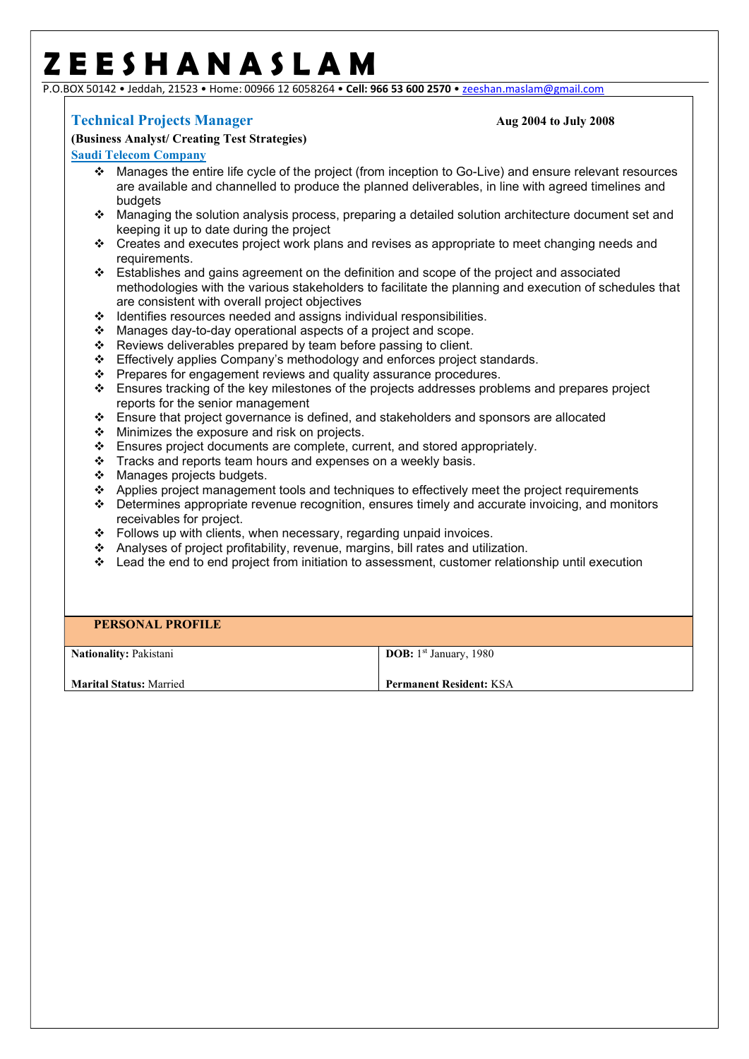# Z E E S H A N A S L A M

P.O.BOX 50142 • Jeddah, 21523 • Home: 00966 12 6058264 • **Cell: 966 53 600 2570** • zeeshan.maslam@gmail.com

### Technical Projects Manager

**Aug 2004 to July 2008**

**(Business Analyst/ Creating Test Strategies)**

**Saudi Telecom Company**

- Manages the entire life cycle of the project (from inception to Go-Live) and ensure relevant resources are available and channelled to produce the planned deliverables, in line with agreed timelines and budgets
- Managing the solution analysis process, preparing a detailed solution architecture document set and keeping it up to date during the project
- Creates and executes project work plans and revises as appropriate to meet changing needs and requirements.
- Establishes and gains agreement on the definition and scope of the project and associated methodologies with the various stakeholders to facilitate the planning and execution of schedules that are consistent with overall project objectives
- Identifies resources needed and assigns individual responsibilities.
- Manages day-to-day operational aspects of a project and scope.
- Reviews deliverables prepared by team before passing to client.
- Effectively applies Company's methodology and enforces project standards.
- Prepares for engagement reviews and quality assurance procedures.
- Ensures tracking of the key milestones of the projects addresses problems and prepares project reports for the senior management
- Ensure that project governance is defined, and stakeholders and sponsors are allocated
- Minimizes the exposure and risk on projects.
- Ensures project documents are complete, current, and stored appropriately.
- Tracks and reports team hours and expenses on a weekly basis.
- Manages projects budgets.
- Applies project management tools and techniques to effectively meet the project requirements
- Determines appropriate revenue recognition, ensures timely and accurate invoicing, and monitors receivables for project.
- Follows up with clients, when necessary, regarding unpaid invoices.
- Analyses of project profitability, revenue, margins, bill rates and utilization.
- Lead the end to end project from initiation to assessment, customer relationship until execution

### PERSONAL PROFILE

| | |
|---|---|
| **Nationality:** Pakistani | **DOB:** 1st January, 1980 |
| **Marital Status:** Married | **Permanent Resident:** KSA |